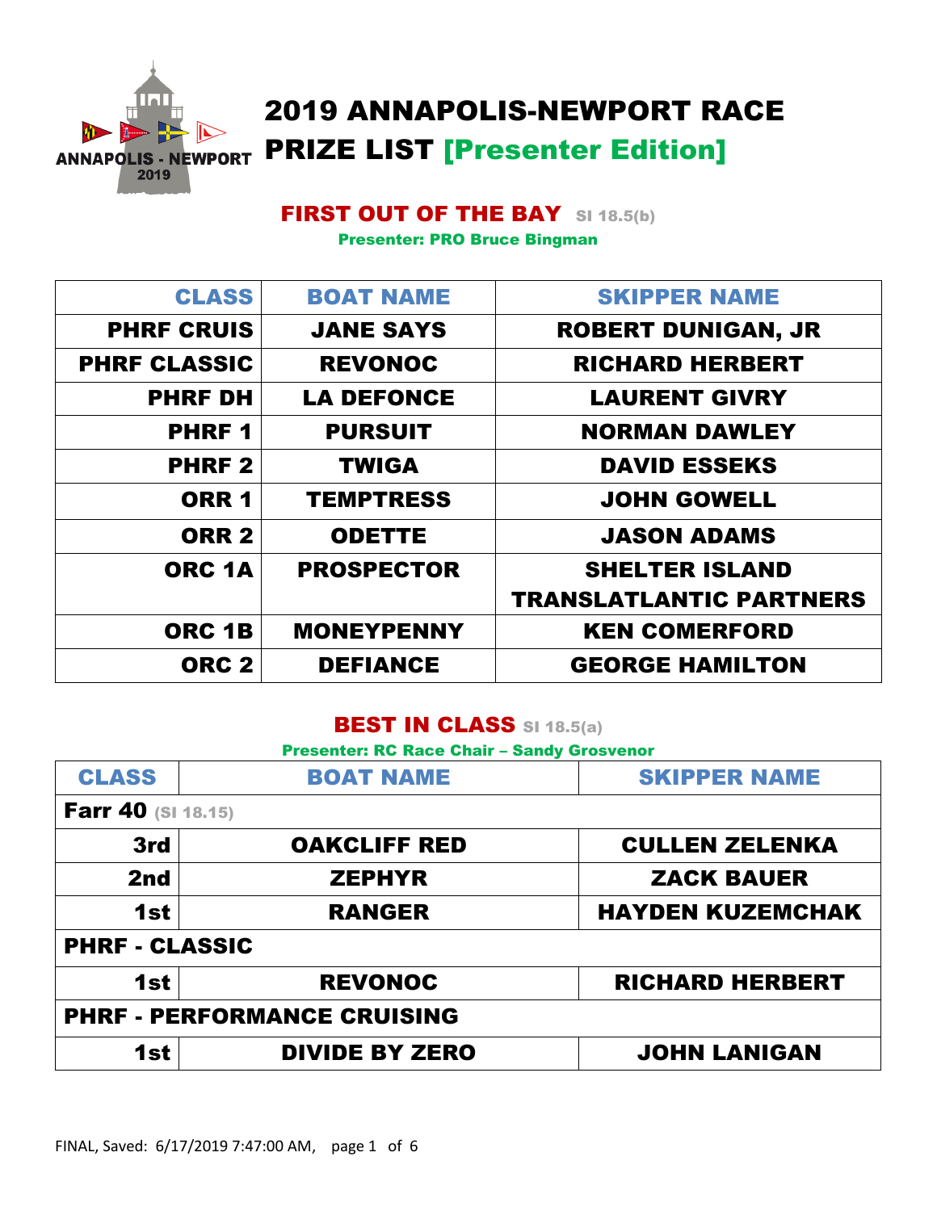# 2019 ANNAPOLIS-NEWPORT RACE PRIZE LIST [Presenter Edition]

## FIRST OUT OF THE BAY SI 18.5(b)

**Presenter: PRO Bruce Bingman**

| CLASS | BOAT NAME | SKIPPER NAME |
|---|---|---|
| PHRF CRUIS | JANE SAYS | ROBERT DUNIGAN, JR |
| PHRF CLASSIC | REVONOC | RICHARD HERBERT |
| PHRF DH | LA DEFONCE | LAURENT GIVRY |
| PHRF 1 | PURSUIT | NORMAN DAWLEY |
| PHRF 2 | TWIGA | DAVID ESSEKS |
| ORR 1 | TEMPTRESS | JOHN GOWELL |
| ORR 2 | ODETTE | JASON ADAMS |
| ORC 1A | PROSPECTOR | SHELTER ISLAND TRANSLATLANTIC PARTNERS |
| ORC 1B | MONEYPENNY | KEN COMERFORD |
| ORC 2 | DEFIANCE | GEORGE HAMILTON |

## BEST IN CLASS SI 18.5(a)

**Presenter: RC Race Chair – Sandy Grosvenor**

| CLASS | BOAT NAME | SKIPPER NAME |
|---|---|---|
| **Farr 40** (SI 18.15) | | |
| 3rd | OAKCLIFF RED | CULLEN ZELENKA |
| 2nd | ZEPHYR | ZACK BAUER |
| 1st | RANGER | HAYDEN KUZEMCHAK |
| **PHRF - CLASSIC** | | |
| 1st | REVONOC | RICHARD HERBERT |
| **PHRF - PERFORMANCE CRUISING** | | |
| 1st | DIVIDE BY ZERO | JOHN LANIGAN |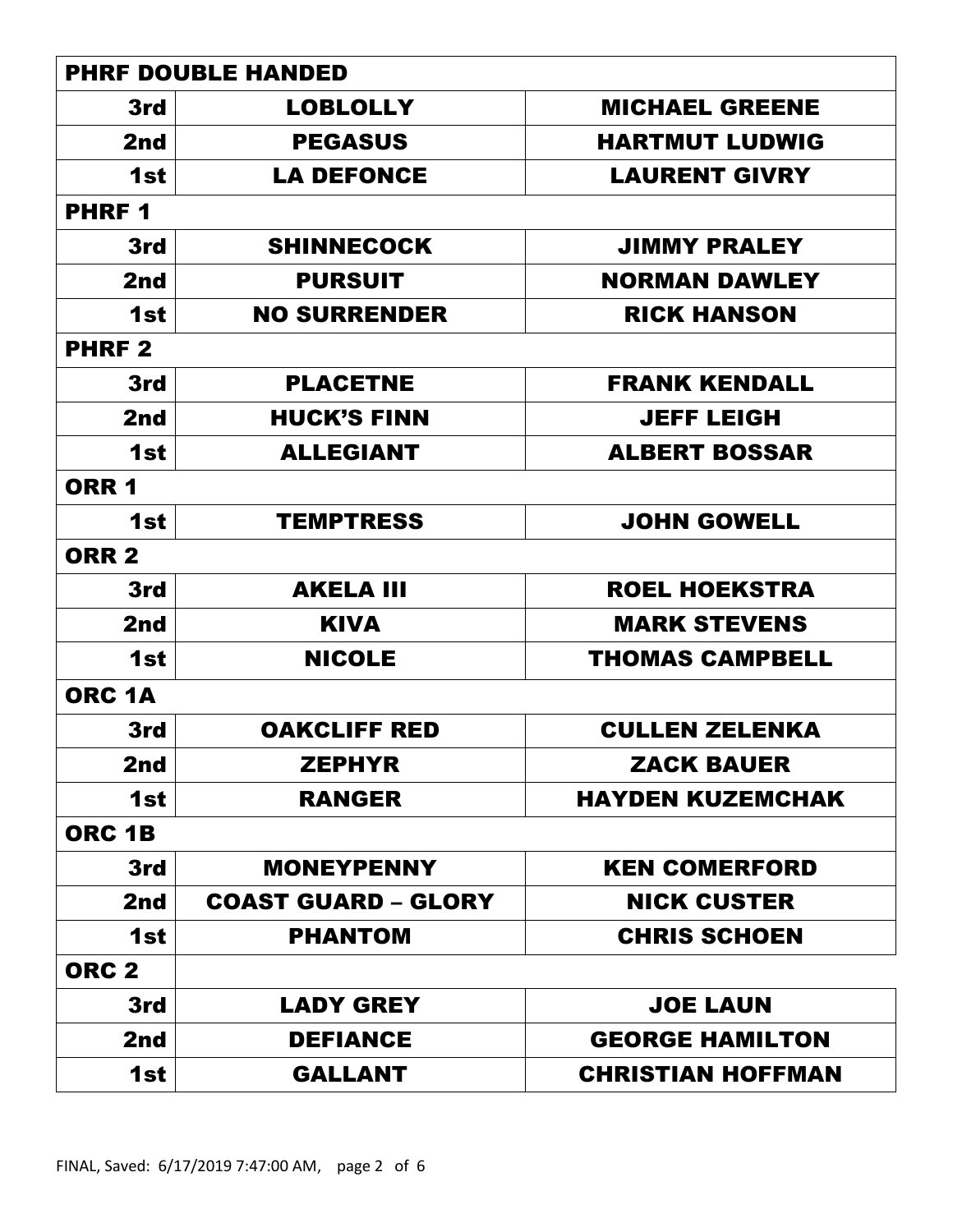| PHRF DOUBLE HANDED | | |
| --- | --- | --- |
| 3rd | LOBLOLLY | MICHAEL GREENE |
| 2nd | PEGASUS | HARTMUT LUDWIG |
| 1st | LA DEFONCE | LAURENT GIVRY |
| **PHRF 1** | | |
| 3rd | SHINNECOCK | JIMMY PRALEY |
| 2nd | PURSUIT | NORMAN DAWLEY |
| 1st | NO SURRENDER | RICK HANSON |
| **PHRF 2** | | |
| 3rd | PLACETNE | FRANK KENDALL |
| 2nd | HUCK'S FINN | JEFF LEIGH |
| 1st | ALLEGIANT | ALBERT BOSSAR |
| **ORR 1** | | |
| 1st | TEMPTRESS | JOHN GOWELL |
| **ORR 2** | | |
| 3rd | AKELA III | ROEL HOEKSTRA |
| 2nd | KIVA | MARK STEVENS |
| 1st | NICOLE | THOMAS CAMPBELL |
| **ORC 1A** | | |
| 3rd | OAKCLIFF RED | CULLEN ZELENKA |
| 2nd | ZEPHYR | ZACK BAUER |
| 1st | RANGER | HAYDEN KUZEMCHAK |
| **ORC 1B** | | |
| 3rd | MONEYPENNY | KEN COMERFORD |
| 2nd | COAST GUARD – GLORY | NICK CUSTER |
| 1st | PHANTOM | CHRIS SCHOEN |
| **ORC 2** | | |
| 3rd | LADY GREY | JOE LAUN |
| 2nd | DEFIANCE | GEORGE HAMILTON |
| 1st | GALLANT | CHRISTIAN HOFFMAN |

FINAL, Saved: 6/17/2019 7:47:00 AM,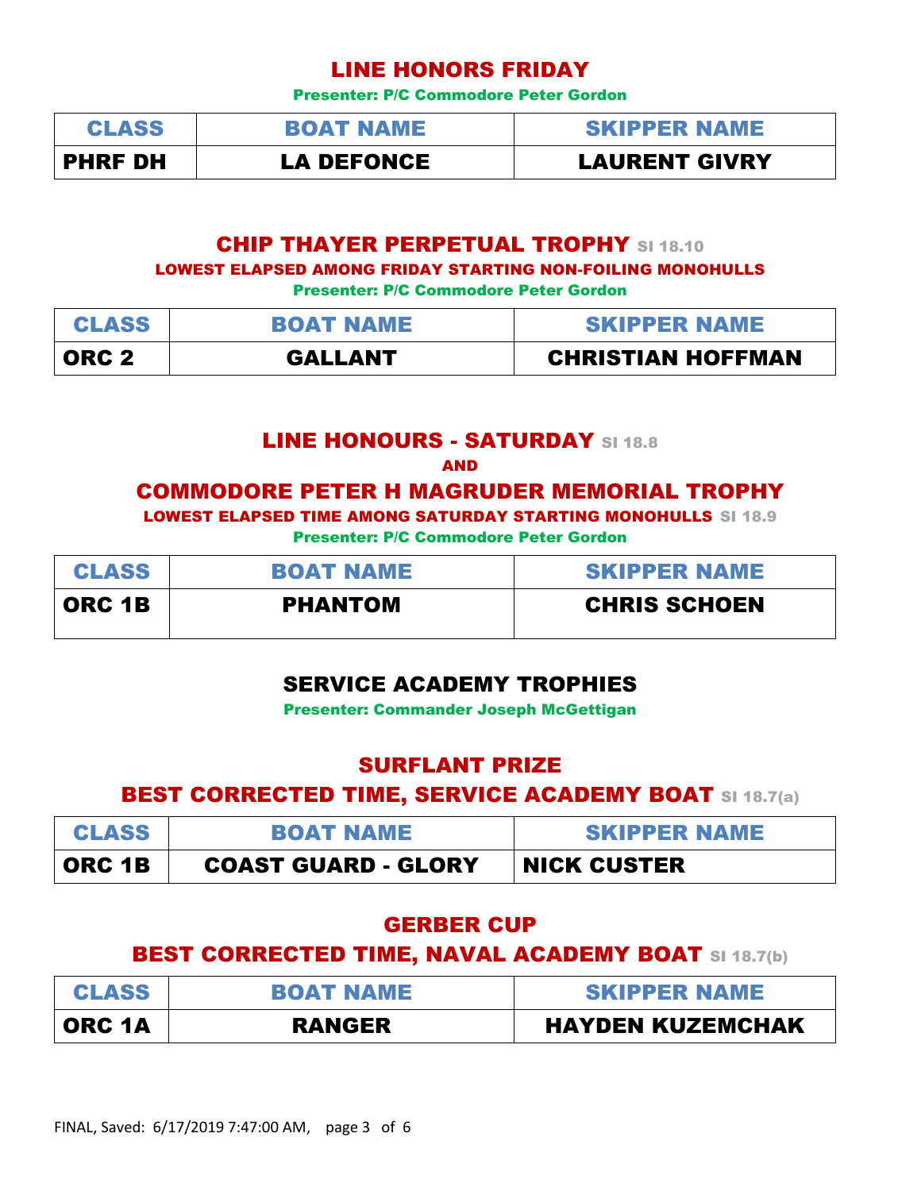## LINE HONORS FRIDAY

**Presenter: P/C Commodore Peter Gordon**

| CLASS | BOAT NAME | SKIPPER NAME |
|---|---|---|
| PHRF DH | LA DEFONCE | LAURENT GIVRY |

## CHIP THAYER PERPETUAL TROPHY SI 18.10

**LOWEST ELAPSED AMONG FRIDAY STARTING NON-FOILING MONOHULLS**

**Presenter: P/C Commodore Peter Gordon**

| CLASS | BOAT NAME | SKIPPER NAME |
|---|---|---|
| ORC 2 | GALLANT | CHRISTIAN HOFFMAN |

## LINE HONOURS - SATURDAY SI 18.8

**AND**

## COMMODORE PETER H MAGRUDER MEMORIAL TROPHY

**LOWEST ELAPSED TIME AMONG SATURDAY STARTING MONOHULLS SI 18.9**

**Presenter: P/C Commodore Peter Gordon**

| CLASS | BOAT NAME | SKIPPER NAME |
|---|---|---|
| ORC 1B | PHANTOM | CHRIS SCHOEN |

## SERVICE ACADEMY TROPHIES

**Presenter: Commander Joseph McGettigan**

## SURFLANT PRIZE

### BEST CORRECTED TIME, SERVICE ACADEMY BOAT SI 18.7(a)

| CLASS | BOAT NAME | SKIPPER NAME |
|---|---|---|
| ORC 1B | COAST GUARD - GLORY | NICK CUSTER |

## GERBER CUP

### BEST CORRECTED TIME, NAVAL ACADEMY BOAT SI 18.7(b)

| CLASS | BOAT NAME | SKIPPER NAME |
|---|---|---|
| ORC 1A | RANGER | HAYDEN KUZEMCHAK |

FINAL, Saved: 6/17/2019 7:47:00 AM,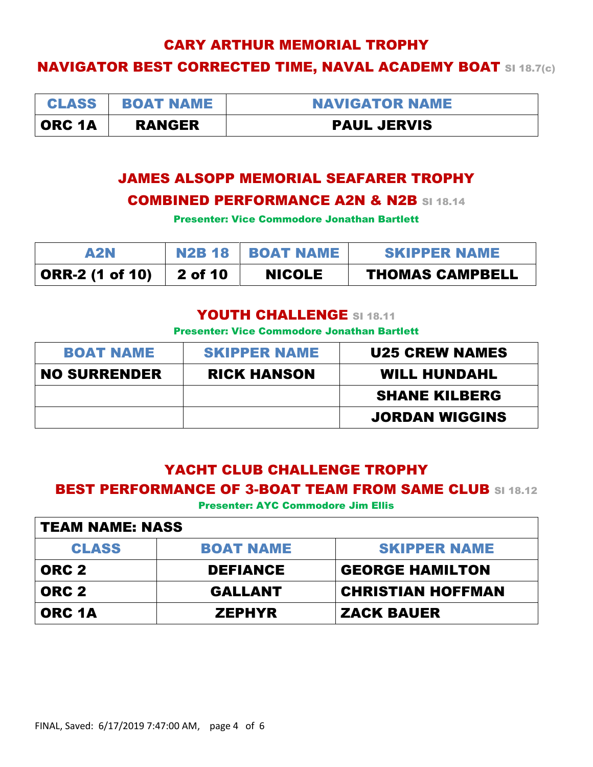## CARY ARTHUR MEMORIAL TROPHY

## NAVIGATOR BEST CORRECTED TIME, NAVAL ACADEMY BOAT SI 18.7(c)

| CLASS | BOAT NAME | NAVIGATOR NAME |
|---|---|---|
| ORC 1A | RANGER | PAUL JERVIS |

## JAMES ALSOPP MEMORIAL SEAFARER TROPHY

## COMBINED PERFORMANCE A2N & N2B SI 18.14

**Presenter: Vice Commodore Jonathan Bartlett**

| A2N | N2B 18 | BOAT NAME | SKIPPER NAME |
|---|---|---|---|
| ORR-2 (1 of 10) | 2 of 10 | NICOLE | THOMAS CAMPBELL |

## YOUTH CHALLENGE SI 18.11

**Presenter: Vice Commodore Jonathan Bartlett**

| BOAT NAME | SKIPPER NAME | U25 CREW NAMES |
|---|---|---|
| NO SURRENDER | RICK HANSON | WILL HUNDAHL |
| | | SHANE KILBERG |
| | | JORDAN WIGGINS |

## YACHT CLUB CHALLENGE TROPHY

## BEST PERFORMANCE OF 3-BOAT TEAM FROM SAME CLUB SI 18.12

**Presenter: AYC Commodore Jim Ellis**

| TEAM NAME: NASS | | |
|---|---|---|
| CLASS | BOAT NAME | SKIPPER NAME |
| ORC 2 | DEFIANCE | GEORGE HAMILTON |
| ORC 2 | GALLANT | CHRISTIAN HOFFMAN |
| ORC 1A | ZEPHYR | ZACK BAUER |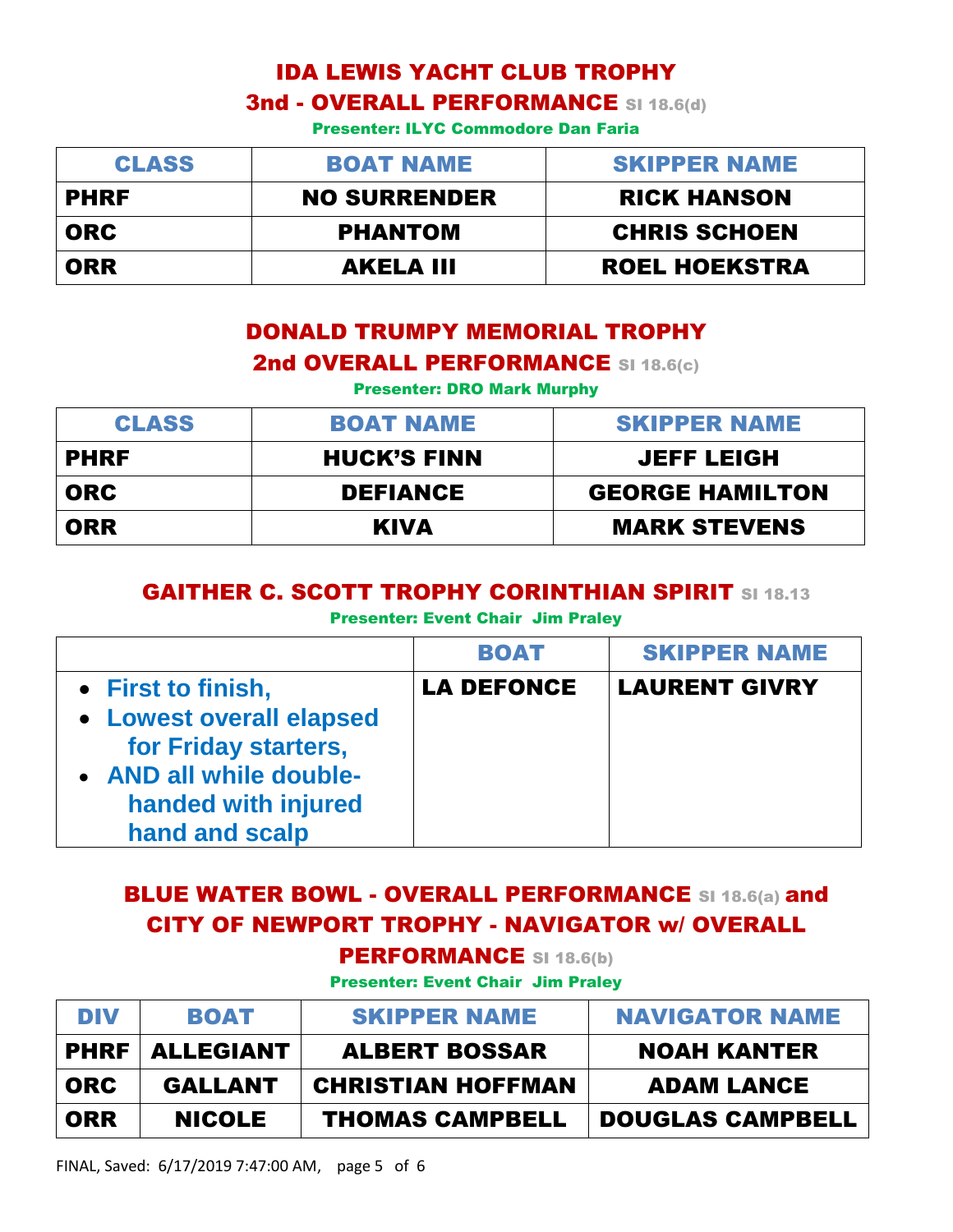## IDA LEWIS YACHT CLUB TROPHY

### 3nd - OVERALL PERFORMANCE SI 18.6(d)

**Presenter: ILYC Commodore Dan Faria**

| CLASS | BOAT NAME | SKIPPER NAME |
|---|---|---|
| PHRF | NO SURRENDER | RICK HANSON |
| ORC | PHANTOM | CHRIS SCHOEN |
| ORR | AKELA III | ROEL HOEKSTRA |

## DONALD TRUMPY MEMORIAL TROPHY

### 2nd OVERALL PERFORMANCE SI 18.6(c)

**Presenter: DRO Mark Murphy**

| CLASS | BOAT NAME | SKIPPER NAME |
|---|---|---|
| PHRF | HUCK'S FINN | JEFF LEIGH |
| ORC | DEFIANCE | GEORGE HAMILTON |
| ORR | KIVA | MARK STEVENS |

## GAITHER C. SCOTT TROPHY CORINTHIAN SPIRIT SI 18.13

**Presenter: Event Chair Jim Praley**

| | BOAT | SKIPPER NAME |
|---|---|---|
| • First to finish,<br>• Lowest overall elapsed for Friday starters,<br>• AND all while double-handed with injured hand and scalp | LA DEFONCE | LAURENT GIVRY |

## BLUE WATER BOWL - OVERALL PERFORMANCE SI 18.6(a) and CITY OF NEWPORT TROPHY - NAVIGATOR w/ OVERALL PERFORMANCE SI 18.6(b)

**Presenter: Event Chair Jim Praley**

| DIV | BOAT | SKIPPER NAME | NAVIGATOR NAME |
|---|---|---|---|
| PHRF | ALLEGIANT | ALBERT BOSSAR | NOAH KANTER |
| ORC | GALLANT | CHRISTIAN HOFFMAN | ADAM LANCE |
| ORR | NICOLE | THOMAS CAMPBELL | DOUGLAS CAMPBELL |

FINAL, Saved: 6/17/2019 7:47:00 AM